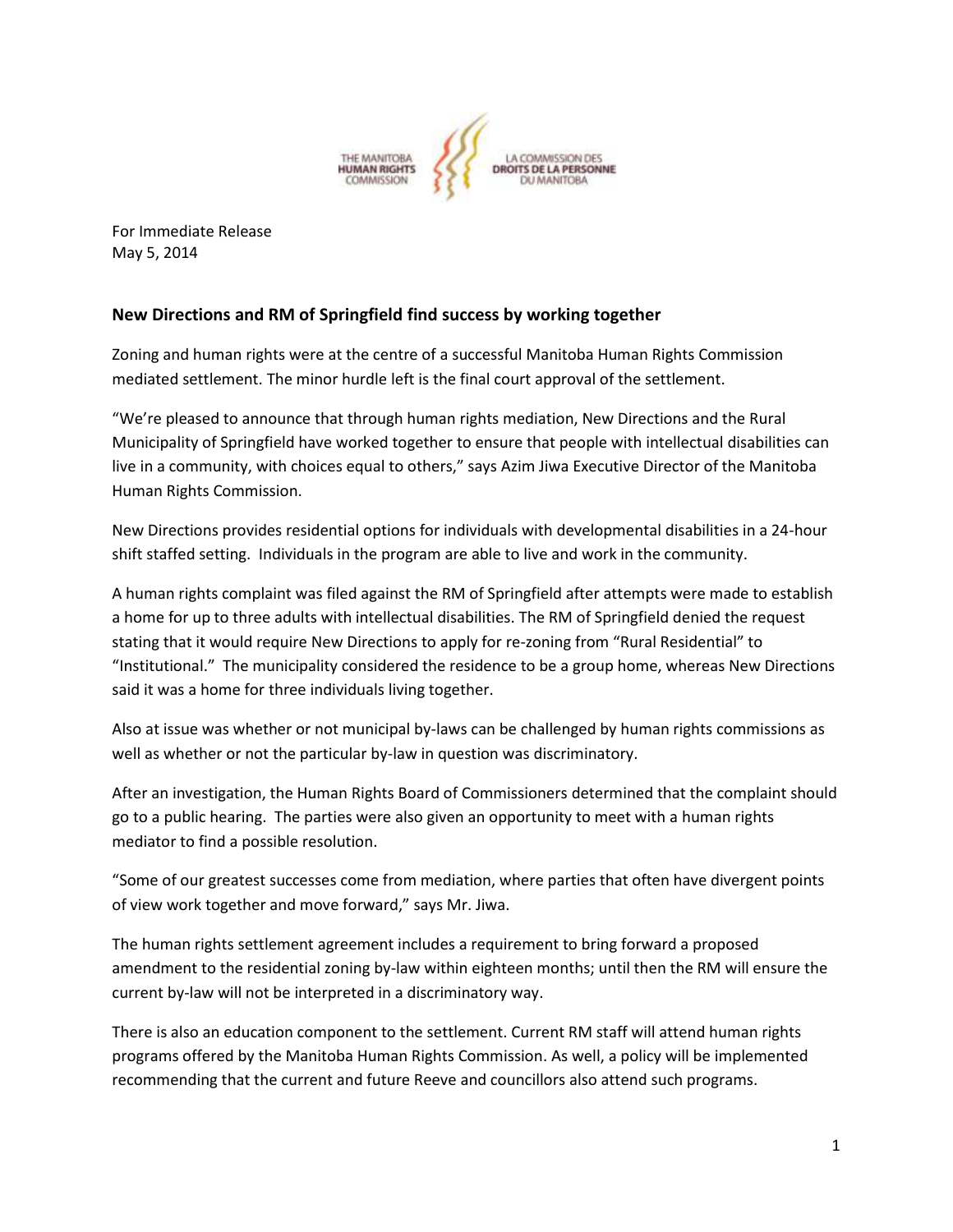THE MANITOBA HUMAN RIGHTS COMMISSION | LA COMMISSION DES DROITS DE LA PERSONNE DU MANITOBA

For Immediate Release
May 5, 2014

**New Directions and RM of Springfield find success by working together**

Zoning and human rights were at the centre of a successful Manitoba Human Rights Commission mediated settlement. The minor hurdle left is the final court approval of the settlement.

"We're pleased to announce that through human rights mediation, New Directions and the Rural Municipality of Springfield have worked together to ensure that people with intellectual disabilities can live in a community, with choices equal to others," says Azim Jiwa Executive Director of the Manitoba Human Rights Commission.

New Directions provides residential options for individuals with developmental disabilities in a 24-hour shift staffed setting. Individuals in the program are able to live and work in the community.

A human rights complaint was filed against the RM of Springfield after attempts were made to establish a home for up to three adults with intellectual disabilities. The RM of Springfield denied the request stating that it would require New Directions to apply for re-zoning from "Rural Residential" to "Institutional." The municipality considered the residence to be a group home, whereas New Directions said it was a home for three individuals living together.

Also at issue was whether or not municipal by-laws can be challenged by human rights commissions as well as whether or not the particular by-law in question was discriminatory.

After an investigation, the Human Rights Board of Commissioners determined that the complaint should go to a public hearing. The parties were also given an opportunity to meet with a human rights mediator to find a possible resolution.

"Some of our greatest successes come from mediation, where parties that often have divergent points of view work together and move forward," says Mr. Jiwa.

The human rights settlement agreement includes a requirement to bring forward a proposed amendment to the residential zoning by-law within eighteen months; until then the RM will ensure the current by-law will not be interpreted in a discriminatory way.

There is also an education component to the settlement. Current RM staff will attend human rights programs offered by the Manitoba Human Rights Commission. As well, a policy will be implemented recommending that the current and future Reeve and councillors also attend such programs.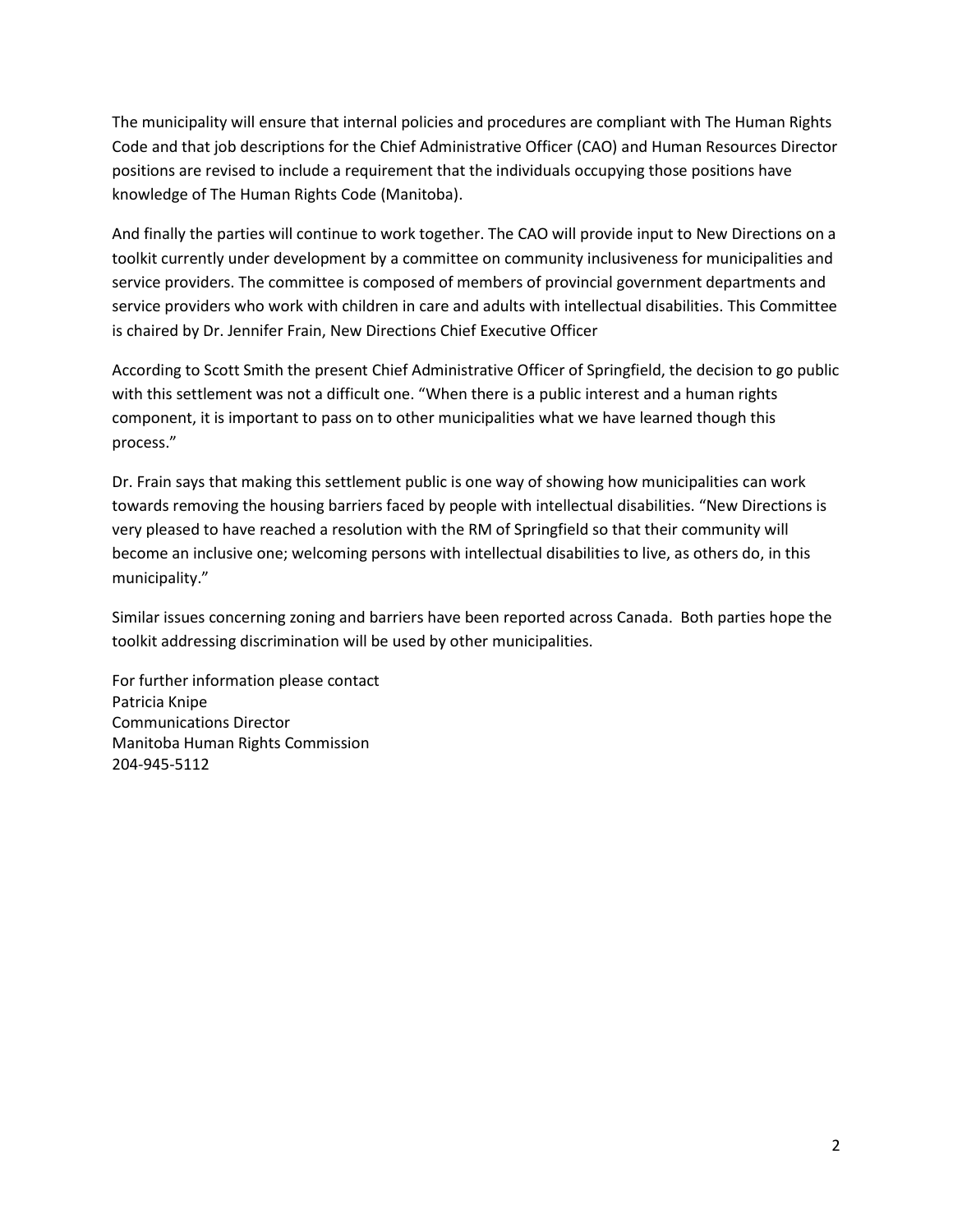The municipality will ensure that internal policies and procedures are compliant with The Human Rights Code and that job descriptions for the Chief Administrative Officer (CAO) and Human Resources Director positions are revised to include a requirement that the individuals occupying those positions have knowledge of The Human Rights Code (Manitoba).

And finally the parties will continue to work together. The CAO will provide input to New Directions on a toolkit currently under development by a committee on community inclusiveness for municipalities and service providers. The committee is composed of members of provincial government departments and service providers who work with children in care and adults with intellectual disabilities. This Committee is chaired by Dr. Jennifer Frain, New Directions Chief Executive Officer

According to Scott Smith the present Chief Administrative Officer of Springfield, the decision to go public with this settlement was not a difficult one. "When there is a public interest and a human rights component, it is important to pass on to other municipalities what we have learned though this process."

Dr. Frain says that making this settlement public is one way of showing how municipalities can work towards removing the housing barriers faced by people with intellectual disabilities. "New Directions is very pleased to have reached a resolution with the RM of Springfield so that their community will become an inclusive one; welcoming persons with intellectual disabilities to live, as others do, in this municipality."

Similar issues concerning zoning and barriers have been reported across Canada. Both parties hope the toolkit addressing discrimination will be used by other municipalities.

For further information please contact
Patricia Knipe
Communications Director
Manitoba Human Rights Commission
204-945-5112